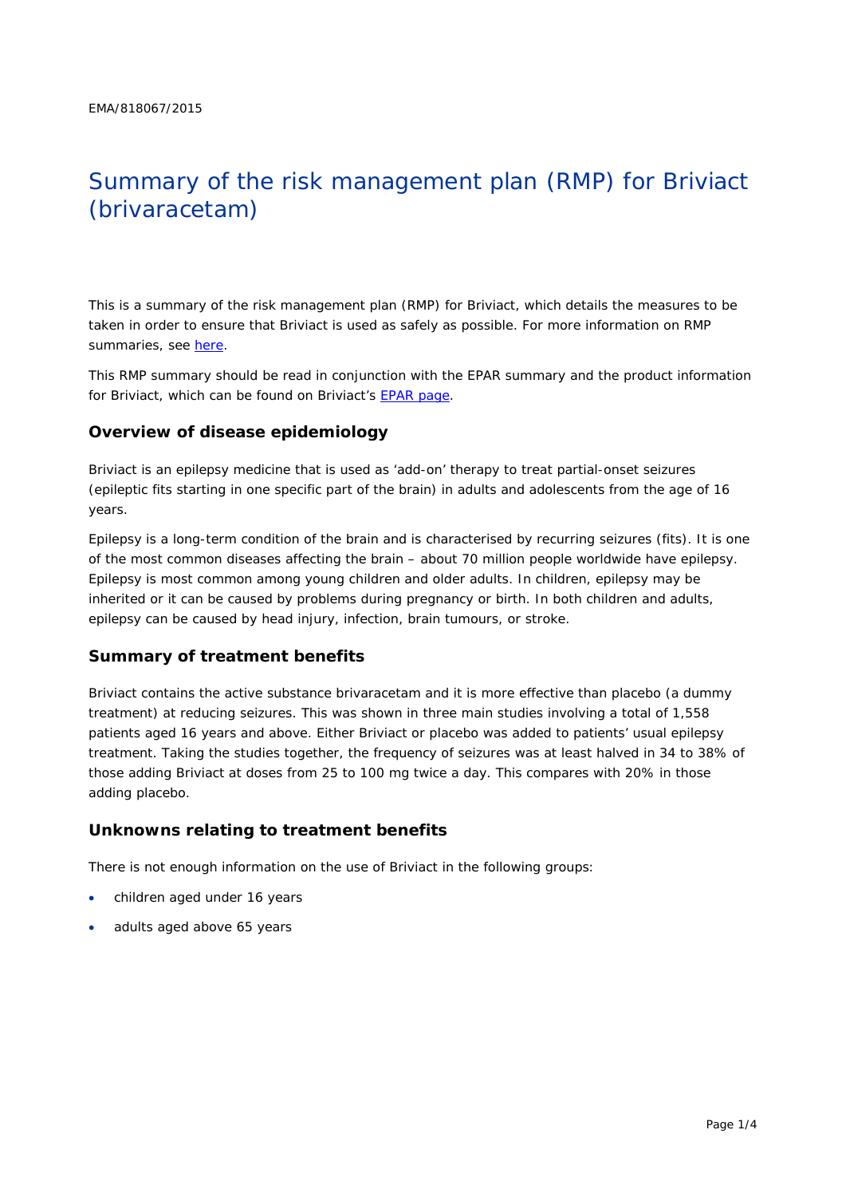EMA/818067/2015

# Summary of the risk management plan (RMP) for Briviact (brivaracetam)

This is a summary of the risk management plan (RMP) for Briviact, which details the measures to be taken in order to ensure that Briviact is used as safely as possible. For more information on RMP summaries, see here.

This RMP summary should be read in conjunction with the EPAR summary and the product information for Briviact, which can be found on Briviact's EPAR page.

## Overview of disease epidemiology

Briviact is an epilepsy medicine that is used as 'add-on' therapy to treat partial-onset seizures (epileptic fits starting in one specific part of the brain) in adults and adolescents from the age of 16 years.

Epilepsy is a long-term condition of the brain and is characterised by recurring seizures (fits). It is one of the most common diseases affecting the brain – about 70 million people worldwide have epilepsy. Epilepsy is most common among young children and older adults. In children, epilepsy may be inherited or it can be caused by problems during pregnancy or birth. In both children and adults, epilepsy can be caused by head injury, infection, brain tumours, or stroke.

## Summary of treatment benefits

Briviact contains the active substance brivaracetam and it is more effective than placebo (a dummy treatment) at reducing seizures. This was shown in three main studies involving a total of 1,558 patients aged 16 years and above. Either Briviact or placebo was added to patients' usual epilepsy treatment. Taking the studies together, the frequency of seizures was at least halved in 34 to 38% of those adding Briviact at doses from 25 to 100 mg twice a day. This compares with 20% in those adding placebo.

## Unknowns relating to treatment benefits

There is not enough information on the use of Briviact in the following groups:

- children aged under 16 years
- adults aged above 65 years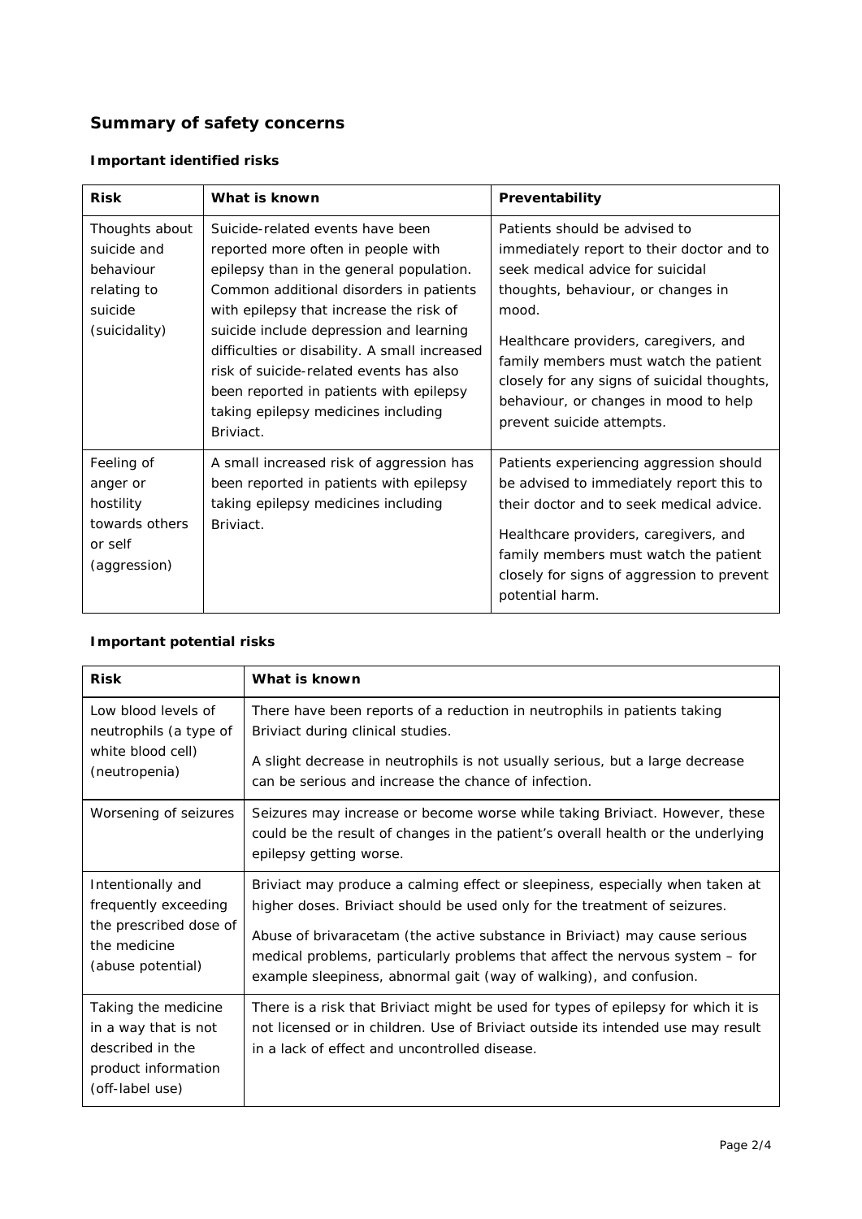## Summary of safety concerns

### Important identified risks

| Risk | What is known | Preventability |
|---|---|---|
| Thoughts about suicide and behaviour relating to suicide (suicidality) | Suicide-related events have been reported more often in people with epilepsy than in the general population. Common additional disorders in patients with epilepsy that increase the risk of suicide include depression and learning difficulties or disability. A small increased risk of suicide-related events has also been reported in patients with epilepsy taking epilepsy medicines including Briviact. | Patients should be advised to immediately report to their doctor and to seek medical advice for suicidal thoughts, behaviour, or changes in mood. Healthcare providers, caregivers, and family members must watch the patient closely for any signs of suicidal thoughts, behaviour, or changes in mood to help prevent suicide attempts. |
| Feeling of anger or hostility towards others or self (aggression) | A small increased risk of aggression has been reported in patients with epilepsy taking epilepsy medicines including Briviact. | Patients experiencing aggression should be advised to immediately report this to their doctor and to seek medical advice. Healthcare providers, caregivers, and family members must watch the patient closely for signs of aggression to prevent potential harm. |

### Important potential risks

| Risk | What is known |
|---|---|
| Low blood levels of neutrophils (a type of white blood cell) (neutropenia) | There have been reports of a reduction in neutrophils in patients taking Briviact during clinical studies. A slight decrease in neutrophils is not usually serious, but a large decrease can be serious and increase the chance of infection. |
| Worsening of seizures | Seizures may increase or become worse while taking Briviact. However, these could be the result of changes in the patient's overall health or the underlying epilepsy getting worse. |
| Intentionally and frequently exceeding the prescribed dose of the medicine (abuse potential) | Briviact may produce a calming effect or sleepiness, especially when taken at higher doses. Briviact should be used only for the treatment of seizures. Abuse of brivaracetam (the active substance in Briviact) may cause serious medical problems, particularly problems that affect the nervous system – for example sleepiness, abnormal gait (way of walking), and confusion. |
| Taking the medicine in a way that is not described in the product information (off-label use) | There is a risk that Briviact might be used for types of epilepsy for which it is not licensed or in children. Use of Briviact outside its intended use may result in a lack of effect and uncontrolled disease. |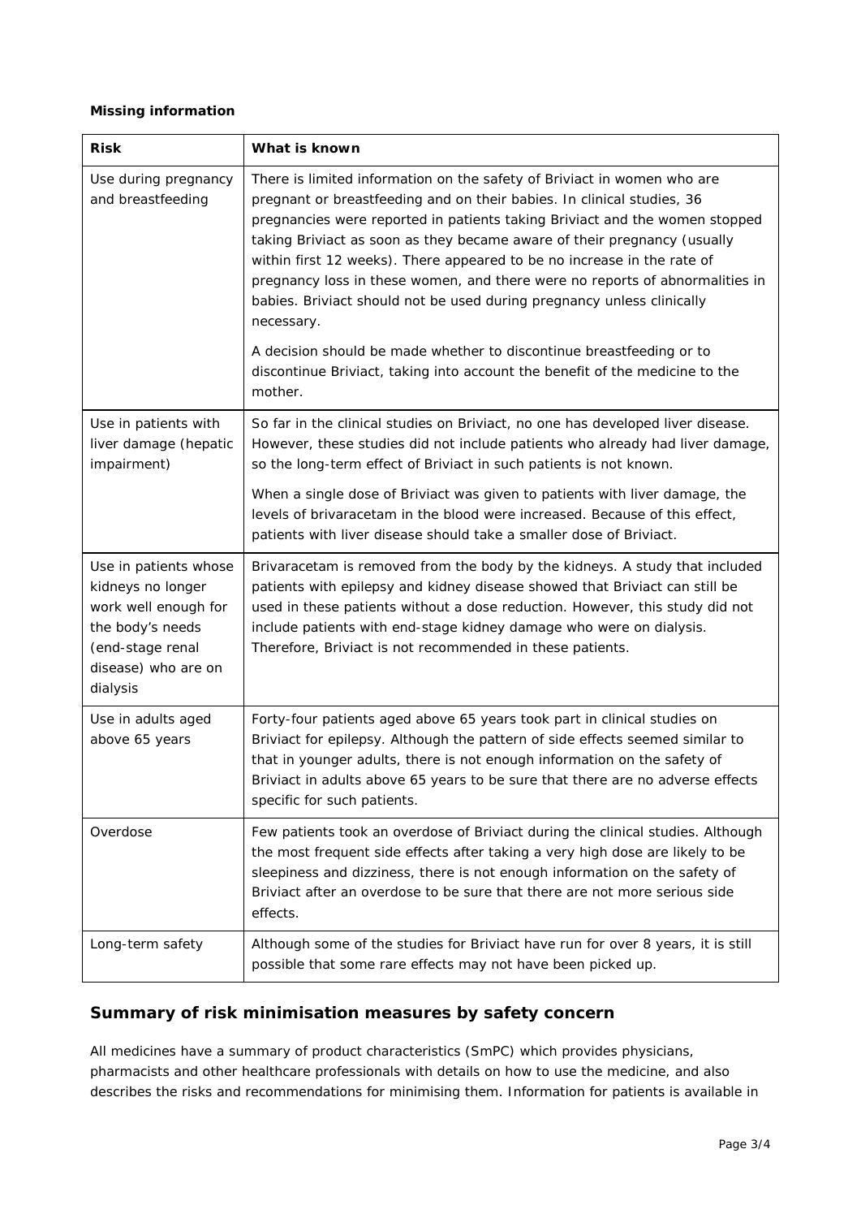**Missing information**

| Risk | What is known |
|---|---|
| Use during pregnancy and breastfeeding | There is limited information on the safety of Briviact in women who are pregnant or breastfeeding and on their babies. In clinical studies, 36 pregnancies were reported in patients taking Briviact and the women stopped taking Briviact as soon as they became aware of their pregnancy (usually within first 12 weeks). There appeared to be no increase in the rate of pregnancy loss in these women, and there were no reports of abnormalities in babies. Briviact should not be used during pregnancy unless clinically necessary.<br><br>A decision should be made whether to discontinue breastfeeding or to discontinue Briviact, taking into account the benefit of the medicine to the mother. |
| Use in patients with liver damage (hepatic impairment) | So far in the clinical studies on Briviact, no one has developed liver disease. However, these studies did not include patients who already had liver damage, so the long-term effect of Briviact in such patients is not known.<br><br>When a single dose of Briviact was given to patients with liver damage, the levels of brivaracetam in the blood were increased. Because of this effect, patients with liver disease should take a smaller dose of Briviact. |
| Use in patients whose kidneys no longer work well enough for the body's needs (end-stage renal disease) who are on dialysis | Brivaracetam is removed from the body by the kidneys. A study that included patients with epilepsy and kidney disease showed that Briviact can still be used in these patients without a dose reduction. However, this study did not include patients with end-stage kidney damage who were on dialysis. Therefore, Briviact is not recommended in these patients. |
| Use in adults aged above 65 years | Forty-four patients aged above 65 years took part in clinical studies on Briviact for epilepsy. Although the pattern of side effects seemed similar to that in younger adults, there is not enough information on the safety of Briviact in adults above 65 years to be sure that there are no adverse effects specific for such patients. |
| Overdose | Few patients took an overdose of Briviact during the clinical studies. Although the most frequent side effects after taking a very high dose are likely to be sleepiness and dizziness, there is not enough information on the safety of Briviact after an overdose to be sure that there are not more serious side effects. |
| Long-term safety | Although some of the studies for Briviact have run for over 8 years, it is still possible that some rare effects may not have been picked up. |

## Summary of risk minimisation measures by safety concern

All medicines have a summary of product characteristics (SmPC) which provides physicians, pharmacists and other healthcare professionals with details on how to use the medicine, and also describes the risks and recommendations for minimising them. Information for patients is available in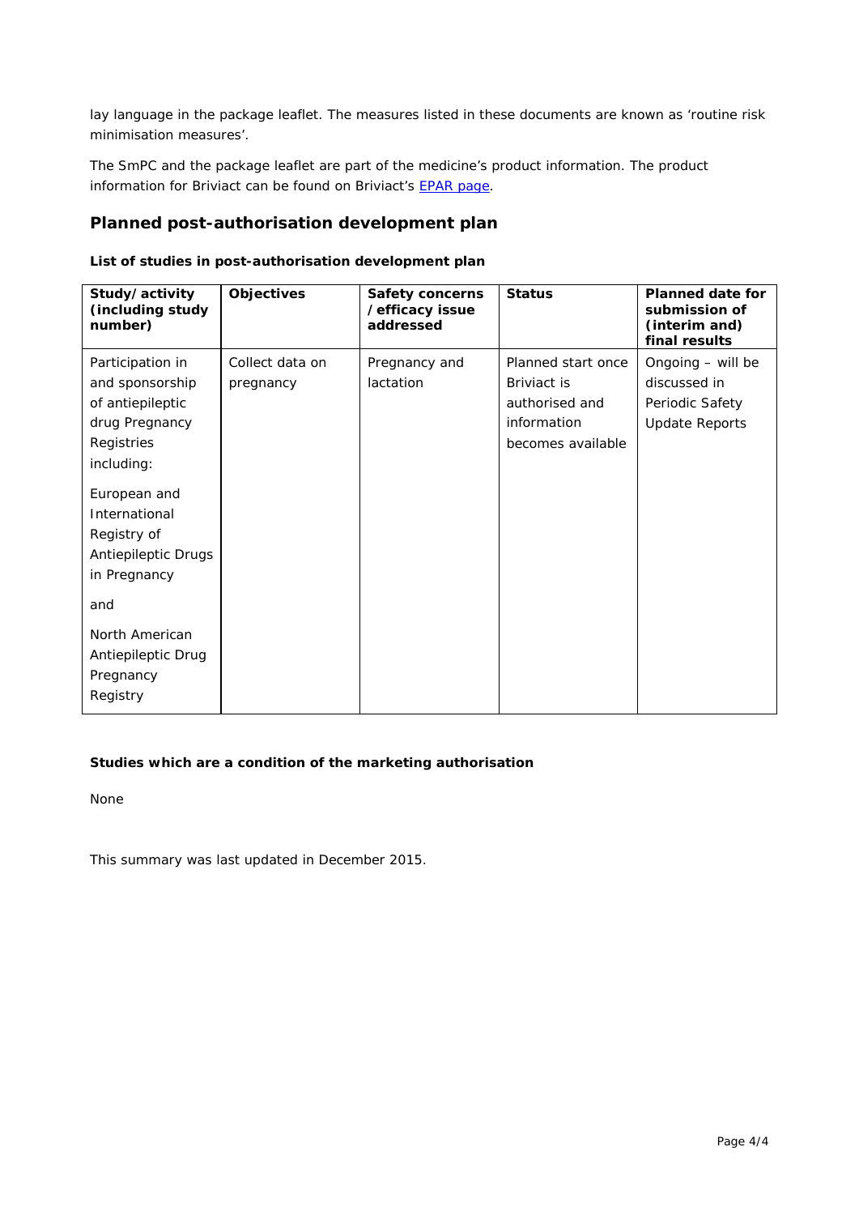lay language in the package leaflet. The measures listed in these documents are known as 'routine risk minimisation measures'.

The SmPC and the package leaflet are part of the medicine's product information. The product information for Briviact can be found on Briviact's EPAR page.

## Planned post-authorisation development plan

**List of studies in post-authorisation development plan**

| Study/activity (including study number) | Objectives | Safety concerns /efficacy issue addressed | Status | Planned date for submission of (interim and) final results |
|---|---|---|---|---|
| Participation in and sponsorship of antiepileptic drug Pregnancy Registries including: European and International Registry of Antiepileptic Drugs in Pregnancy and North American Antiepileptic Drug Pregnancy Registry | Collect data on pregnancy | Pregnancy and lactation | Planned start once Briviact is authorised and information becomes available | Ongoing – will be discussed in Periodic Safety Update Reports |

**Studies which are a condition of the marketing authorisation**

None

This summary was last updated in December 2015.